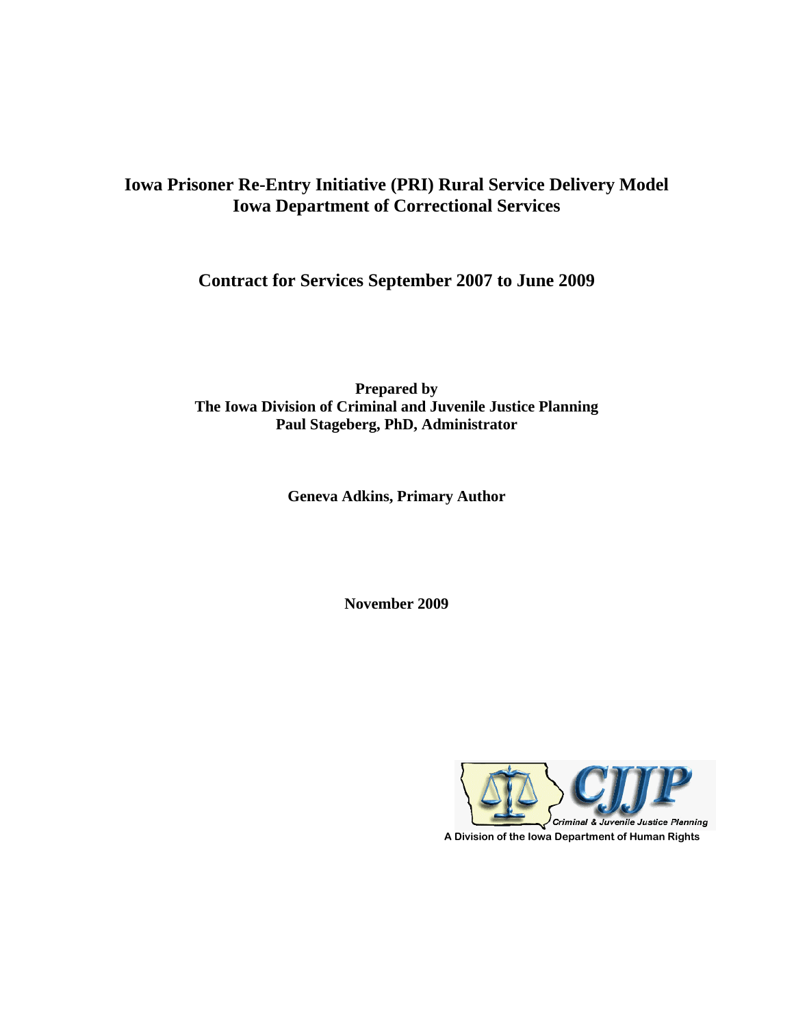# Iowa Prisoner Re-Entry Initiative (PRI) Rural Service Delivery Model
# Iowa Department of Correctional Services

## Contract for Services September 2007 to June 2009

**Prepared by**
**The Iowa Division of Criminal and Juvenile Justice Planning**
**Paul Stageberg, PhD, Administrator**

**Geneva Adkins, Primary Author**

**November 2009**

CJJP
Criminal & Juvenile Justice Planning
A Division of the Iowa Department of Human Rights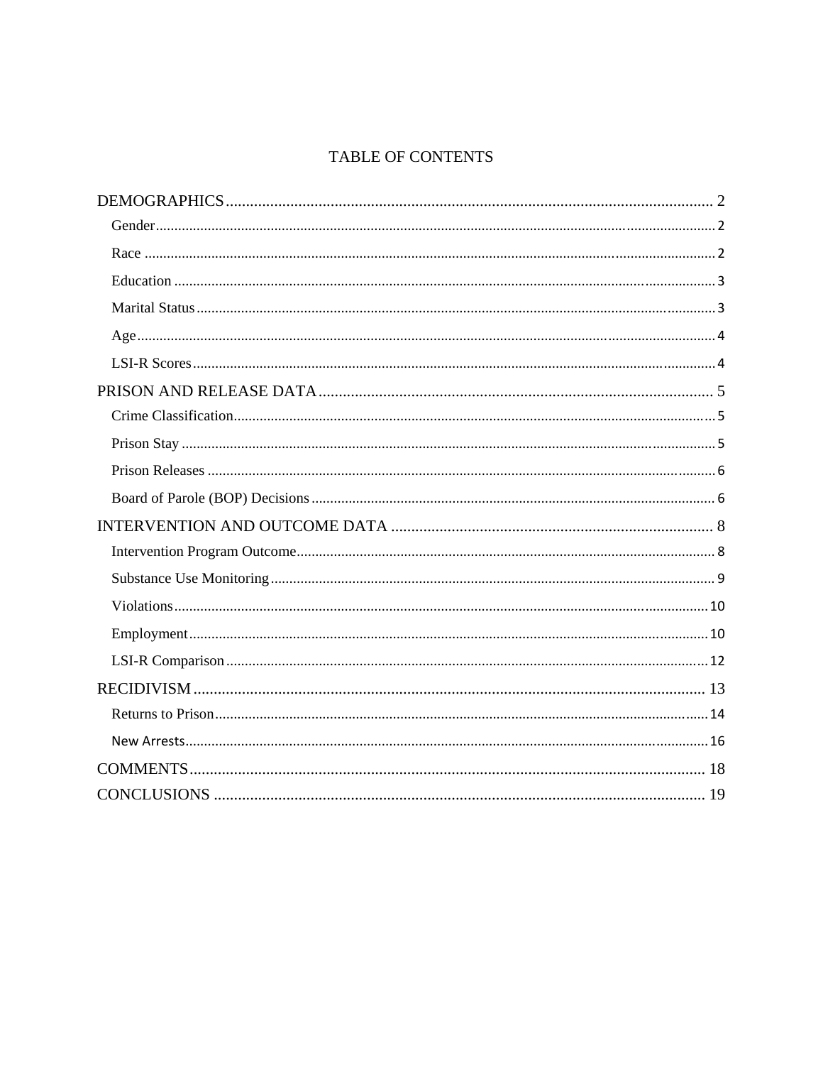# TABLE OF CONTENTS

DEMOGRAPHICS ........ 2
- Gender ........ 2
- Race ........ 2
- Education ........ 3
- Marital Status ........ 3
- Age ........ 4
- LSI-R Scores ........ 4

PRISON AND RELEASE DATA ........ 5
- Crime Classification ........ 5
- Prison Stay ........ 5
- Prison Releases ........ 6
- Board of Parole (BOP) Decisions ........ 6

INTERVENTION AND OUTCOME DATA ........ 8
- Intervention Program Outcome ........ 8
- Substance Use Monitoring ........ 9
- Violations ........ 10
- Employment ........ 10
- LSI-R Comparison ........ 12

RECIDIVISM ........ 13
- Returns to Prison ........ 14
- New Arrests ........ 16

COMMENTS ........ 18

CONCLUSIONS ........ 19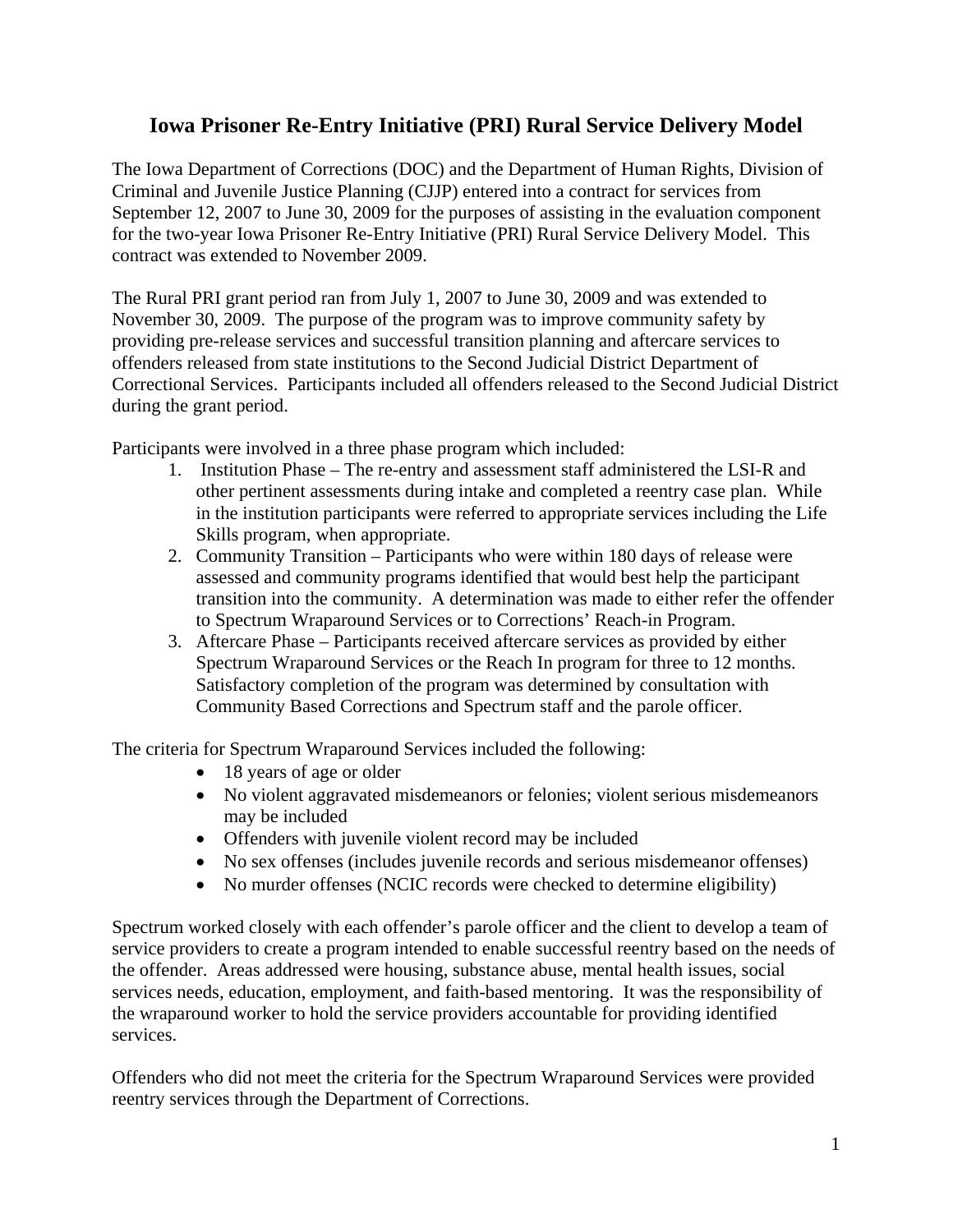# Iowa Prisoner Re-Entry Initiative (PRI) Rural Service Delivery Model

The Iowa Department of Corrections (DOC) and the Department of Human Rights, Division of Criminal and Juvenile Justice Planning (CJJP) entered into a contract for services from September 12, 2007 to June 30, 2009 for the purposes of assisting in the evaluation component for the two-year Iowa Prisoner Re-Entry Initiative (PRI) Rural Service Delivery Model. This contract was extended to November 2009.

The Rural PRI grant period ran from July 1, 2007 to June 30, 2009 and was extended to November 30, 2009. The purpose of the program was to improve community safety by providing pre-release services and successful transition planning and aftercare services to offenders released from state institutions to the Second Judicial District Department of Correctional Services. Participants included all offenders released to the Second Judicial District during the grant period.

Participants were involved in a three phase program which included:

1. Institution Phase – The re-entry and assessment staff administered the LSI-R and other pertinent assessments during intake and completed a reentry case plan. While in the institution participants were referred to appropriate services including the Life Skills program, when appropriate.
2. Community Transition – Participants who were within 180 days of release were assessed and community programs identified that would best help the participant transition into the community. A determination was made to either refer the offender to Spectrum Wraparound Services or to Corrections' Reach-in Program.
3. Aftercare Phase – Participants received aftercare services as provided by either Spectrum Wraparound Services or the Reach In program for three to 12 months. Satisfactory completion of the program was determined by consultation with Community Based Corrections and Spectrum staff and the parole officer.

The criteria for Spectrum Wraparound Services included the following:

- 18 years of age or older
- No violent aggravated misdemeanors or felonies; violent serious misdemeanors may be included
- Offenders with juvenile violent record may be included
- No sex offenses (includes juvenile records and serious misdemeanor offenses)
- No murder offenses (NCIC records were checked to determine eligibility)

Spectrum worked closely with each offender's parole officer and the client to develop a team of service providers to create a program intended to enable successful reentry based on the needs of the offender. Areas addressed were housing, substance abuse, mental health issues, social services needs, education, employment, and faith-based mentoring. It was the responsibility of the wraparound worker to hold the service providers accountable for providing identified services.

Offenders who did not meet the criteria for the Spectrum Wraparound Services were provided reentry services through the Department of Corrections.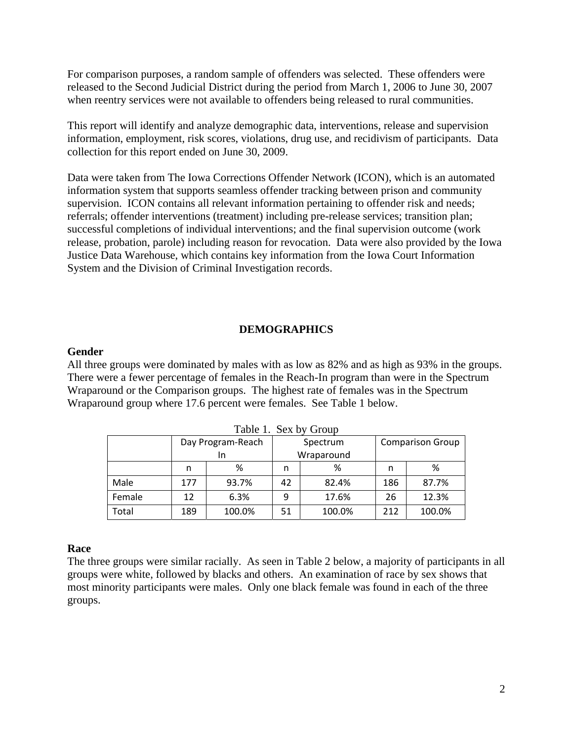For comparison purposes, a random sample of offenders was selected. These offenders were released to the Second Judicial District during the period from March 1, 2006 to June 30, 2007 when reentry services were not available to offenders being released to rural communities.

This report will identify and analyze demographic data, interventions, release and supervision information, employment, risk scores, violations, drug use, and recidivism of participants. Data collection for this report ended on June 30, 2009.

Data were taken from The Iowa Corrections Offender Network (ICON), which is an automated information system that supports seamless offender tracking between prison and community supervision. ICON contains all relevant information pertaining to offender risk and needs; referrals; offender interventions (treatment) including pre-release services; transition plan; successful completions of individual interventions; and the final supervision outcome (work release, probation, parole) including reason for revocation. Data were also provided by the Iowa Justice Data Warehouse, which contains key information from the Iowa Court Information System and the Division of Criminal Investigation records.

## DEMOGRAPHICS

### Gender

All three groups were dominated by males with as low as 82% and as high as 93% in the groups. There were a fewer percentage of females in the Reach-In program than were in the Spectrum Wraparound or the Comparison groups. The highest rate of females was in the Spectrum Wraparound group where 17.6 percent were females. See Table 1 below.

Table 1. Sex by Group

| | Day Program-Reach In | | Spectrum Wraparound | | Comparison Group | |
|---|---|---|---|---|---|---|
| | n | % | n | % | n | % |
| Male | 177 | 93.7% | 42 | 82.4% | 186 | 87.7% |
| Female | 12 | 6.3% | 9 | 17.6% | 26 | 12.3% |
| Total | 189 | 100.0% | 51 | 100.0% | 212 | 100.0% |

### Race

The three groups were similar racially. As seen in Table 2 below, a majority of participants in all groups were white, followed by blacks and others. An examination of race by sex shows that most minority participants were males. Only one black female was found in each of the three groups.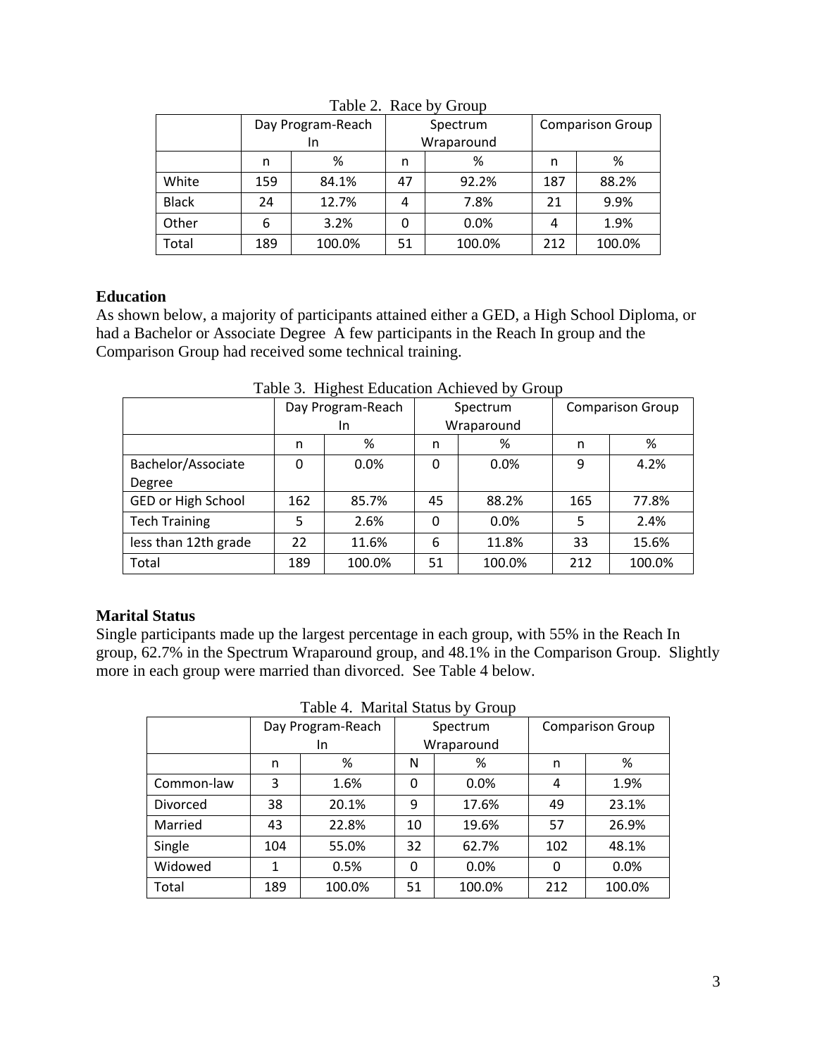Table 2. Race by Group

| | Day Program-Reach In | | Spectrum Wraparound | | Comparison Group | |
|---|---|---|---|---|---|---|
| | n | % | n | % | n | % |
| White | 159 | 84.1% | 47 | 92.2% | 187 | 88.2% |
| Black | 24 | 12.7% | 4 | 7.8% | 21 | 9.9% |
| Other | 6 | 3.2% | 0 | 0.0% | 4 | 1.9% |
| Total | 189 | 100.0% | 51 | 100.0% | 212 | 100.0% |

### Education

As shown below, a majority of participants attained either a GED, a High School Diploma, or had a Bachelor or Associate Degree  A few participants in the Reach In group and the Comparison Group had received some technical training.

Table 3. Highest Education Achieved by Group

| | Day Program-Reach In | | Spectrum Wraparound | | Comparison Group | |
|---|---|---|---|---|---|---|
| | n | % | n | % | n | % |
| Bachelor/Associate Degree | 0 | 0.0% | 0 | 0.0% | 9 | 4.2% |
| GED or High School | 162 | 85.7% | 45 | 88.2% | 165 | 77.8% |
| Tech Training | 5 | 2.6% | 0 | 0.0% | 5 | 2.4% |
| less than 12th grade | 22 | 11.6% | 6 | 11.8% | 33 | 15.6% |
| Total | 189 | 100.0% | 51 | 100.0% | 212 | 100.0% |

### Marital Status

Single participants made up the largest percentage in each group, with 55% in the Reach In group, 62.7% in the Spectrum Wraparound group, and 48.1% in the Comparison Group. Slightly more in each group were married than divorced. See Table 4 below.

Table 4. Marital Status by Group

| | Day Program-Reach In | | Spectrum Wraparound | | Comparison Group | |
|---|---|---|---|---|---|---|
| | n | % | N | % | n | % |
| Common-law | 3 | 1.6% | 0 | 0.0% | 4 | 1.9% |
| Divorced | 38 | 20.1% | 9 | 17.6% | 49 | 23.1% |
| Married | 43 | 22.8% | 10 | 19.6% | 57 | 26.9% |
| Single | 104 | 55.0% | 32 | 62.7% | 102 | 48.1% |
| Widowed | 1 | 0.5% | 0 | 0.0% | 0 | 0.0% |
| Total | 189 | 100.0% | 51 | 100.0% | 212 | 100.0% |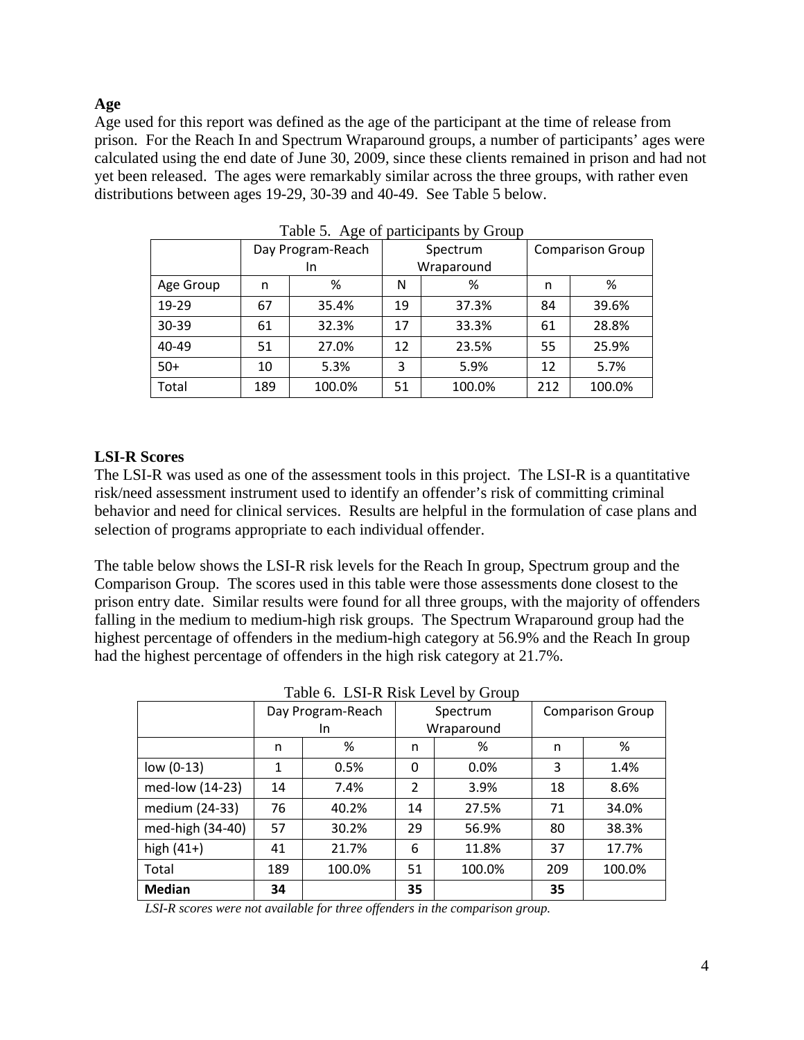### Age

Age used for this report was defined as the age of the participant at the time of release from prison. For the Reach In and Spectrum Wraparound groups, a number of participants' ages were calculated using the end date of June 30, 2009, since these clients remained in prison and had not yet been released. The ages were remarkably similar across the three groups, with rather even distributions between ages 19-29, 30-39 and 40-49. See Table 5 below.

Table 5. Age of participants by Group

| | Day Program-Reach In | | Spectrum Wraparound | | Comparison Group | |
|---|---|---|---|---|---|---|
| Age Group | n | % | N | % | n | % |
| 19-29 | 67 | 35.4% | 19 | 37.3% | 84 | 39.6% |
| 30-39 | 61 | 32.3% | 17 | 33.3% | 61 | 28.8% |
| 40-49 | 51 | 27.0% | 12 | 23.5% | 55 | 25.9% |
| 50+ | 10 | 5.3% | 3 | 5.9% | 12 | 5.7% |
| Total | 189 | 100.0% | 51 | 100.0% | 212 | 100.0% |

### LSI-R Scores

The LSI-R was used as one of the assessment tools in this project. The LSI-R is a quantitative risk/need assessment instrument used to identify an offender's risk of committing criminal behavior and need for clinical services. Results are helpful in the formulation of case plans and selection of programs appropriate to each individual offender.

The table below shows the LSI-R risk levels for the Reach In group, Spectrum group and the Comparison Group. The scores used in this table were those assessments done closest to the prison entry date. Similar results were found for all three groups, with the majority of offenders falling in the medium to medium-high risk groups. The Spectrum Wraparound group had the highest percentage of offenders in the medium-high category at 56.9% and the Reach In group had the highest percentage of offenders in the high risk category at 21.7%.

Table 6. LSI-R Risk Level by Group

| | Day Program-Reach In | | Spectrum Wraparound | | Comparison Group | |
|---|---|---|---|---|---|---|
| | n | % | n | % | n | % |
| low (0-13) | 1 | 0.5% | 0 | 0.0% | 3 | 1.4% |
| med-low (14-23) | 14 | 7.4% | 2 | 3.9% | 18 | 8.6% |
| medium (24-33) | 76 | 40.2% | 14 | 27.5% | 71 | 34.0% |
| med-high (34-40) | 57 | 30.2% | 29 | 56.9% | 80 | 38.3% |
| high (41+) | 41 | 21.7% | 6 | 11.8% | 37 | 17.7% |
| Total | 189 | 100.0% | 51 | 100.0% | 209 | 100.0% |
| **Median** | **34** | | **35** | | **35** | |

*LSI-R scores were not available for three offenders in the comparison group.*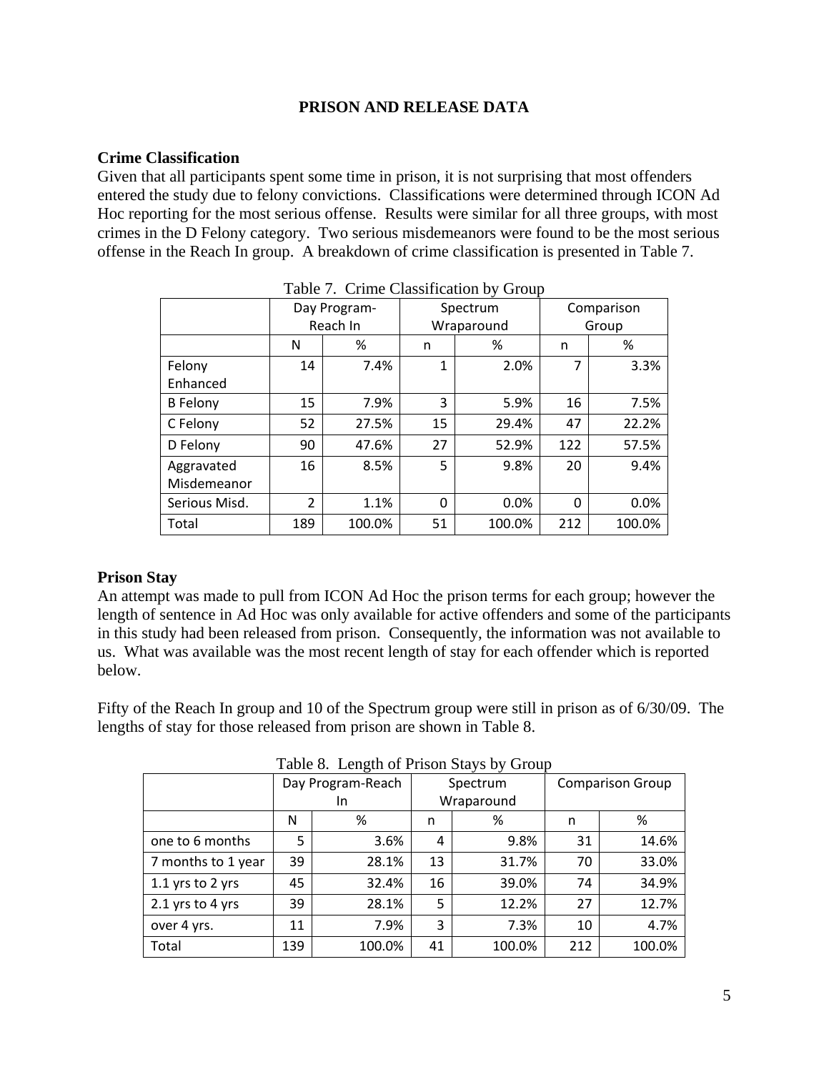## PRISON AND RELEASE DATA

### Crime Classification

Given that all participants spent some time in prison, it is not surprising that most offenders entered the study due to felony convictions. Classifications were determined through ICON Ad Hoc reporting for the most serious offense. Results were similar for all three groups, with most crimes in the D Felony category. Two serious misdemeanors were found to be the most serious offense in the Reach In group. A breakdown of crime classification is presented in Table 7.

Table 7. Crime Classification by Group

| | Day Program-Reach In | | Spectrum Wraparound | | Comparison Group | |
|---|---|---|---|---|---|---|
| | N | % | n | % | n | % |
| Felony Enhanced | 14 | 7.4% | 1 | 2.0% | 7 | 3.3% |
| B Felony | 15 | 7.9% | 3 | 5.9% | 16 | 7.5% |
| C Felony | 52 | 27.5% | 15 | 29.4% | 47 | 22.2% |
| D Felony | 90 | 47.6% | 27 | 52.9% | 122 | 57.5% |
| Aggravated Misdemeanor | 16 | 8.5% | 5 | 9.8% | 20 | 9.4% |
| Serious Misd. | 2 | 1.1% | 0 | 0.0% | 0 | 0.0% |
| Total | 189 | 100.0% | 51 | 100.0% | 212 | 100.0% |

### Prison Stay

An attempt was made to pull from ICON Ad Hoc the prison terms for each group; however the length of sentence in Ad Hoc was only available for active offenders and some of the participants in this study had been released from prison. Consequently, the information was not available to us. What was available was the most recent length of stay for each offender which is reported below.

Fifty of the Reach In group and 10 of the Spectrum group were still in prison as of 6/30/09. The lengths of stay for those released from prison are shown in Table 8.

Table 8. Length of Prison Stays by Group

| | Day Program-Reach In | | Spectrum Wraparound | | Comparison Group | |
|---|---|---|---|---|---|---|
| | N | % | n | % | n | % |
| one to 6 months | 5 | 3.6% | 4 | 9.8% | 31 | 14.6% |
| 7 months to 1 year | 39 | 28.1% | 13 | 31.7% | 70 | 33.0% |
| 1.1 yrs to 2 yrs | 45 | 32.4% | 16 | 39.0% | 74 | 34.9% |
| 2.1 yrs to 4 yrs | 39 | 28.1% | 5 | 12.2% | 27 | 12.7% |
| over 4 yrs. | 11 | 7.9% | 3 | 7.3% | 10 | 4.7% |
| Total | 139 | 100.0% | 41 | 100.0% | 212 | 100.0% |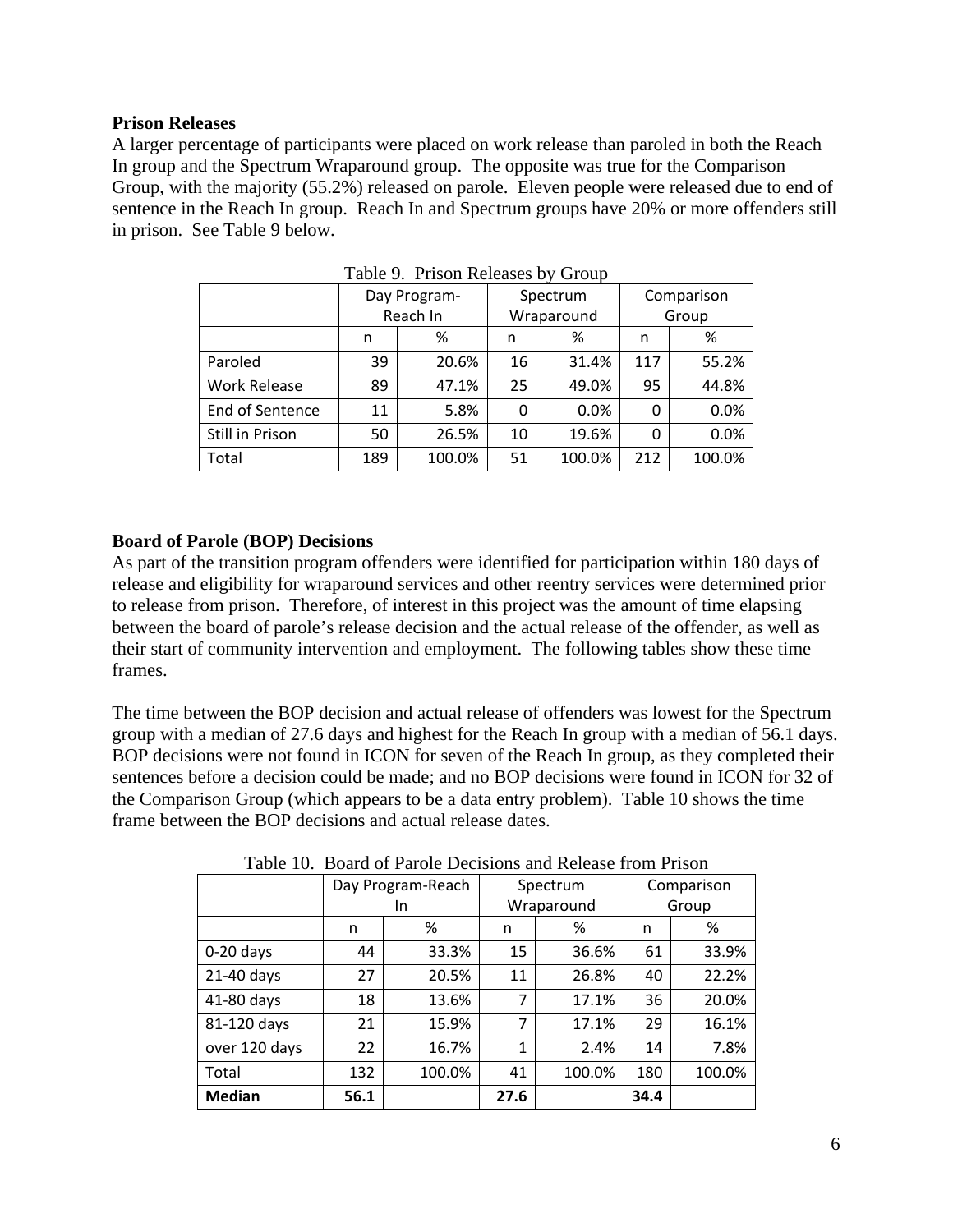**Prison Releases**

A larger percentage of participants were placed on work release than paroled in both the Reach In group and the Spectrum Wraparound group. The opposite was true for the Comparison Group, with the majority (55.2%) released on parole. Eleven people were released due to end of sentence in the Reach In group. Reach In and Spectrum groups have 20% or more offenders still in prison. See Table 9 below.

Table 9. Prison Releases by Group

| | Day Program-Reach In | | Spectrum Wraparound | | Comparison Group | |
|---|---|---|---|---|---|---|
| | n | % | n | % | n | % |
| Paroled | 39 | 20.6% | 16 | 31.4% | 117 | 55.2% |
| Work Release | 89 | 47.1% | 25 | 49.0% | 95 | 44.8% |
| End of Sentence | 11 | 5.8% | 0 | 0.0% | 0 | 0.0% |
| Still in Prison | 50 | 26.5% | 10 | 19.6% | 0 | 0.0% |
| Total | 189 | 100.0% | 51 | 100.0% | 212 | 100.0% |

**Board of Parole (BOP) Decisions**

As part of the transition program offenders were identified for participation within 180 days of release and eligibility for wraparound services and other reentry services were determined prior to release from prison. Therefore, of interest in this project was the amount of time elapsing between the board of parole's release decision and the actual release of the offender, as well as their start of community intervention and employment. The following tables show these time frames.

The time between the BOP decision and actual release of offenders was lowest for the Spectrum group with a median of 27.6 days and highest for the Reach In group with a median of 56.1 days. BOP decisions were not found in ICON for seven of the Reach In group, as they completed their sentences before a decision could be made; and no BOP decisions were found in ICON for 32 of the Comparison Group (which appears to be a data entry problem). Table 10 shows the time frame between the BOP decisions and actual release dates.

Table 10. Board of Parole Decisions and Release from Prison

| | Day Program-Reach In | | Spectrum Wraparound | | Comparison Group | |
|---|---|---|---|---|---|---|
| | n | % | n | % | n | % |
| 0-20 days | 44 | 33.3% | 15 | 36.6% | 61 | 33.9% |
| 21-40 days | 27 | 20.5% | 11 | 26.8% | 40 | 22.2% |
| 41-80 days | 18 | 13.6% | 7 | 17.1% | 36 | 20.0% |
| 81-120 days | 21 | 15.9% | 7 | 17.1% | 29 | 16.1% |
| over 120 days | 22 | 16.7% | 1 | 2.4% | 14 | 7.8% |
| Total | 132 | 100.0% | 41 | 100.0% | 180 | 100.0% |
| **Median** | **56.1** | | **27.6** | | **34.4** | |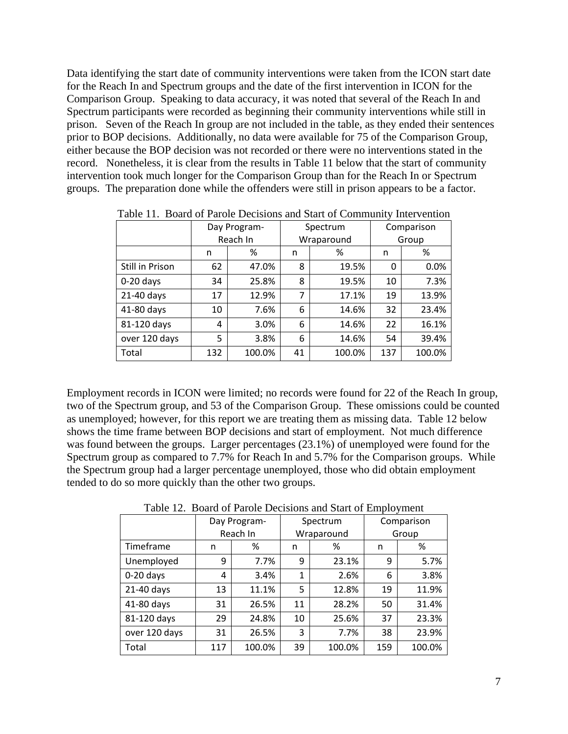Data identifying the start date of community interventions were taken from the ICON start date for the Reach In and Spectrum groups and the date of the first intervention in ICON for the Comparison Group. Speaking to data accuracy, it was noted that several of the Reach In and Spectrum participants were recorded as beginning their community interventions while still in prison. Seven of the Reach In group are not included in the table, as they ended their sentences prior to BOP decisions. Additionally, no data were available for 75 of the Comparison Group, either because the BOP decision was not recorded or there were no interventions stated in the record. Nonetheless, it is clear from the results in Table 11 below that the start of community intervention took much longer for the Comparison Group than for the Reach In or Spectrum groups. The preparation done while the offenders were still in prison appears to be a factor.

Table 11. Board of Parole Decisions and Start of Community Intervention

| | Day Program-Reach In | | Spectrum Wraparound | | Comparison Group | |
|---|---|---|---|---|---|---|
| | n | % | n | % | n | % |
| Still in Prison | 62 | 47.0% | 8 | 19.5% | 0 | 0.0% |
| 0-20 days | 34 | 25.8% | 8 | 19.5% | 10 | 7.3% |
| 21-40 days | 17 | 12.9% | 7 | 17.1% | 19 | 13.9% |
| 41-80 days | 10 | 7.6% | 6 | 14.6% | 32 | 23.4% |
| 81-120 days | 4 | 3.0% | 6 | 14.6% | 22 | 16.1% |
| over 120 days | 5 | 3.8% | 6 | 14.6% | 54 | 39.4% |
| Total | 132 | 100.0% | 41 | 100.0% | 137 | 100.0% |

Employment records in ICON were limited; no records were found for 22 of the Reach In group, two of the Spectrum group, and 53 of the Comparison Group. These omissions could be counted as unemployed; however, for this report we are treating them as missing data. Table 12 below shows the time frame between BOP decisions and start of employment. Not much difference was found between the groups. Larger percentages (23.1%) of unemployed were found for the Spectrum group as compared to 7.7% for Reach In and 5.7% for the Comparison groups. While the Spectrum group had a larger percentage unemployed, those who did obtain employment tended to do so more quickly than the other two groups.

Table 12. Board of Parole Decisions and Start of Employment

| | Day Program-Reach In | | Spectrum Wraparound | | Comparison Group | |
|---|---|---|---|---|---|---|
| Timeframe | n | % | n | % | n | % |
| Unemployed | 9 | 7.7% | 9 | 23.1% | 9 | 5.7% |
| 0-20 days | 4 | 3.4% | 1 | 2.6% | 6 | 3.8% |
| 21-40 days | 13 | 11.1% | 5 | 12.8% | 19 | 11.9% |
| 41-80 days | 31 | 26.5% | 11 | 28.2% | 50 | 31.4% |
| 81-120 days | 29 | 24.8% | 10 | 25.6% | 37 | 23.3% |
| over 120 days | 31 | 26.5% | 3 | 7.7% | 38 | 23.9% |
| Total | 117 | 100.0% | 39 | 100.0% | 159 | 100.0% |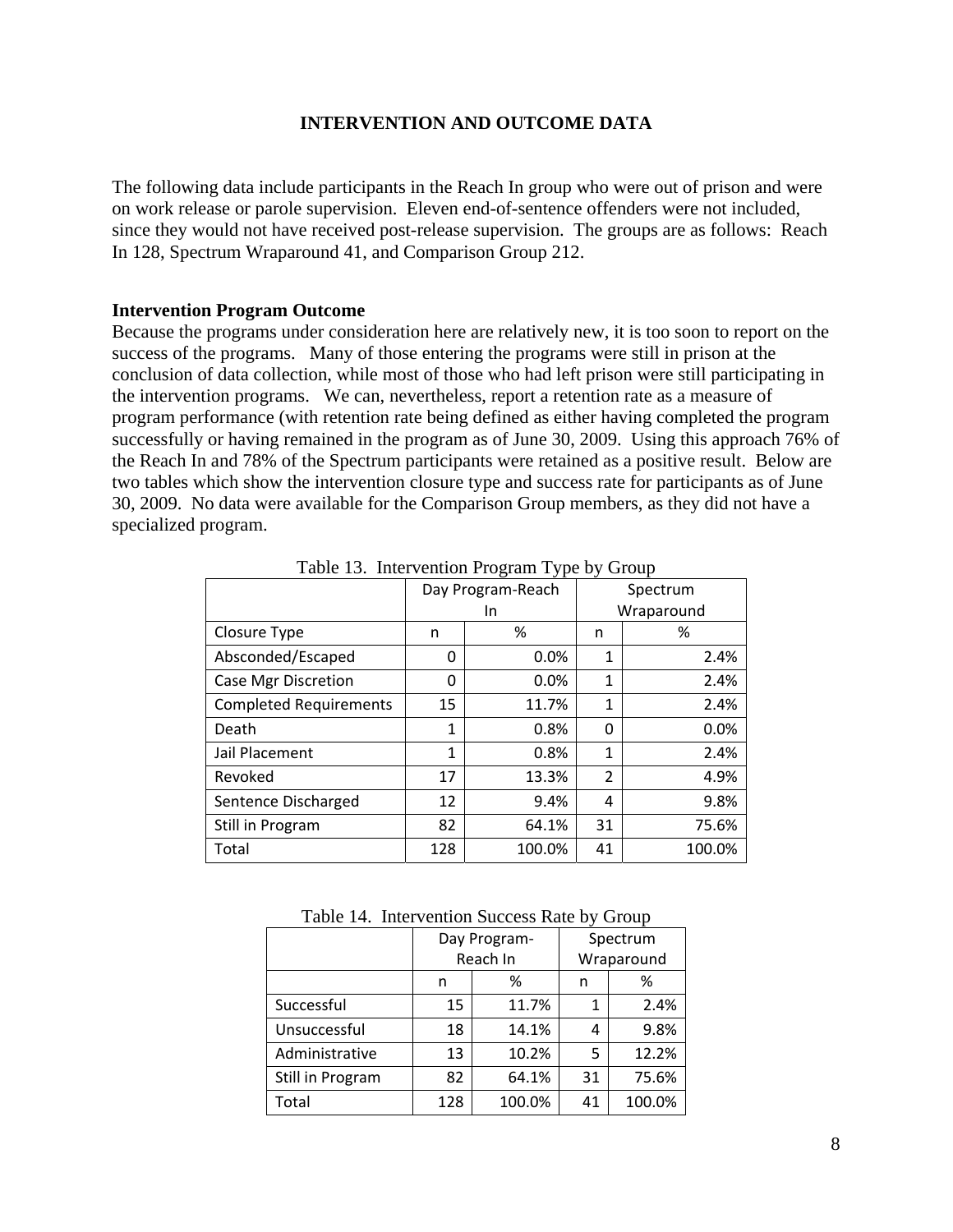## INTERVENTION AND OUTCOME DATA

The following data include participants in the Reach In group who were out of prison and were on work release or parole supervision. Eleven end-of-sentence offenders were not included, since they would not have received post-release supervision. The groups are as follows: Reach In 128, Spectrum Wraparound 41, and Comparison Group 212.

**Intervention Program Outcome**

Because the programs under consideration here are relatively new, it is too soon to report on the success of the programs. Many of those entering the programs were still in prison at the conclusion of data collection, while most of those who had left prison were still participating in the intervention programs. We can, nevertheless, report a retention rate as a measure of program performance (with retention rate being defined as either having completed the program successfully or having remained in the program as of June 30, 2009. Using this approach 76% of the Reach In and 78% of the Spectrum participants were retained as a positive result. Below are two tables which show the intervention closure type and success rate for participants as of June 30, 2009. No data were available for the Comparison Group members, as they did not have a specialized program.

Table 13. Intervention Program Type by Group

| | Day Program-Reach In | | Spectrum Wraparound | |
|---|---|---|---|---|
| Closure Type | n | % | n | % |
| Absconded/Escaped | 0 | 0.0% | 1 | 2.4% |
| Case Mgr Discretion | 0 | 0.0% | 1 | 2.4% |
| Completed Requirements | 15 | 11.7% | 1 | 2.4% |
| Death | 1 | 0.8% | 0 | 0.0% |
| Jail Placement | 1 | 0.8% | 1 | 2.4% |
| Revoked | 17 | 13.3% | 2 | 4.9% |
| Sentence Discharged | 12 | 9.4% | 4 | 9.8% |
| Still in Program | 82 | 64.1% | 31 | 75.6% |
| Total | 128 | 100.0% | 41 | 100.0% |

Table 14. Intervention Success Rate by Group

| | Day Program-Reach In | | Spectrum Wraparound | |
|---|---|---|---|---|
| | n | % | n | % |
| Successful | 15 | 11.7% | 1 | 2.4% |
| Unsuccessful | 18 | 14.1% | 4 | 9.8% |
| Administrative | 13 | 10.2% | 5 | 12.2% |
| Still in Program | 82 | 64.1% | 31 | 75.6% |
| Total | 128 | 100.0% | 41 | 100.0% |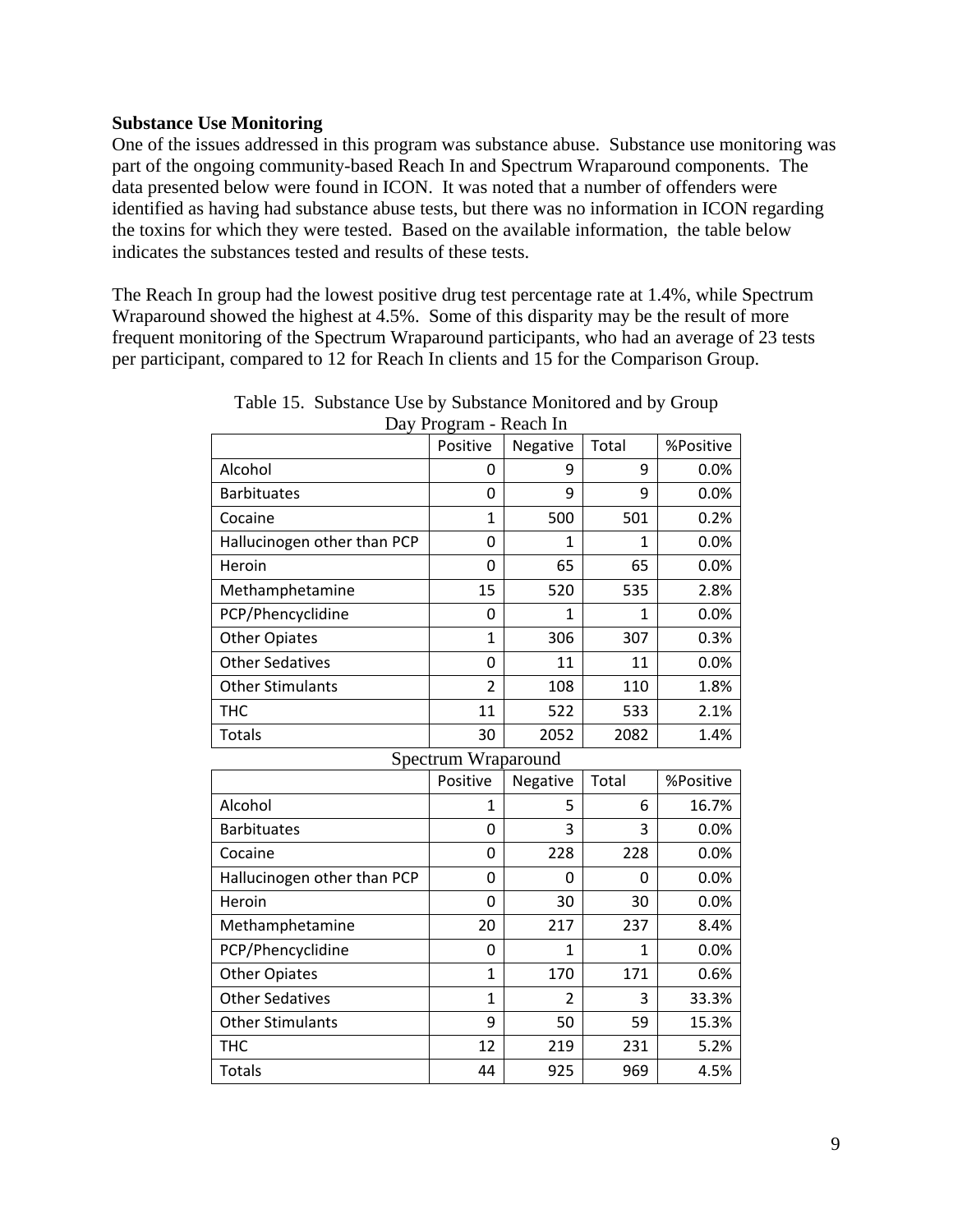**Substance Use Monitoring**

One of the issues addressed in this program was substance abuse. Substance use monitoring was part of the ongoing community-based Reach In and Spectrum Wraparound components. The data presented below were found in ICON. It was noted that a number of offenders were identified as having had substance abuse tests, but there was no information in ICON regarding the toxins for which they were tested. Based on the available information, the table below indicates the substances tested and results of these tests.

The Reach In group had the lowest positive drug test percentage rate at 1.4%, while Spectrum Wraparound showed the highest at 4.5%. Some of this disparity may be the result of more frequent monitoring of the Spectrum Wraparound participants, who had an average of 23 tests per participant, compared to 12 for Reach In clients and 15 for the Comparison Group.

Table 15. Substance Use by Substance Monitored and by Group

Day Program - Reach In

| | Positive | Negative | Total | %Positive |
|---|---|---|---|---|
| Alcohol | 0 | 9 | 9 | 0.0% |
| Barbituates | 0 | 9 | 9 | 0.0% |
| Cocaine | 1 | 500 | 501 | 0.2% |
| Hallucinogen other than PCP | 0 | 1 | 1 | 0.0% |
| Heroin | 0 | 65 | 65 | 0.0% |
| Methamphetamine | 15 | 520 | 535 | 2.8% |
| PCP/Phencyclidine | 0 | 1 | 1 | 0.0% |
| Other Opiates | 1 | 306 | 307 | 0.3% |
| Other Sedatives | 0 | 11 | 11 | 0.0% |
| Other Stimulants | 2 | 108 | 110 | 1.8% |
| THC | 11 | 522 | 533 | 2.1% |
| Totals | 30 | 2052 | 2082 | 1.4% |

Spectrum Wraparound

| | Positive | Negative | Total | %Positive |
|---|---|---|---|---|
| Alcohol | 1 | 5 | 6 | 16.7% |
| Barbituates | 0 | 3 | 3 | 0.0% |
| Cocaine | 0 | 228 | 228 | 0.0% |
| Hallucinogen other than PCP | 0 | 0 | 0 | 0.0% |
| Heroin | 0 | 30 | 30 | 0.0% |
| Methamphetamine | 20 | 217 | 237 | 8.4% |
| PCP/Phencyclidine | 0 | 1 | 1 | 0.0% |
| Other Opiates | 1 | 170 | 171 | 0.6% |
| Other Sedatives | 1 | 2 | 3 | 33.3% |
| Other Stimulants | 9 | 50 | 59 | 15.3% |
| THC | 12 | 219 | 231 | 5.2% |
| Totals | 44 | 925 | 969 | 4.5% |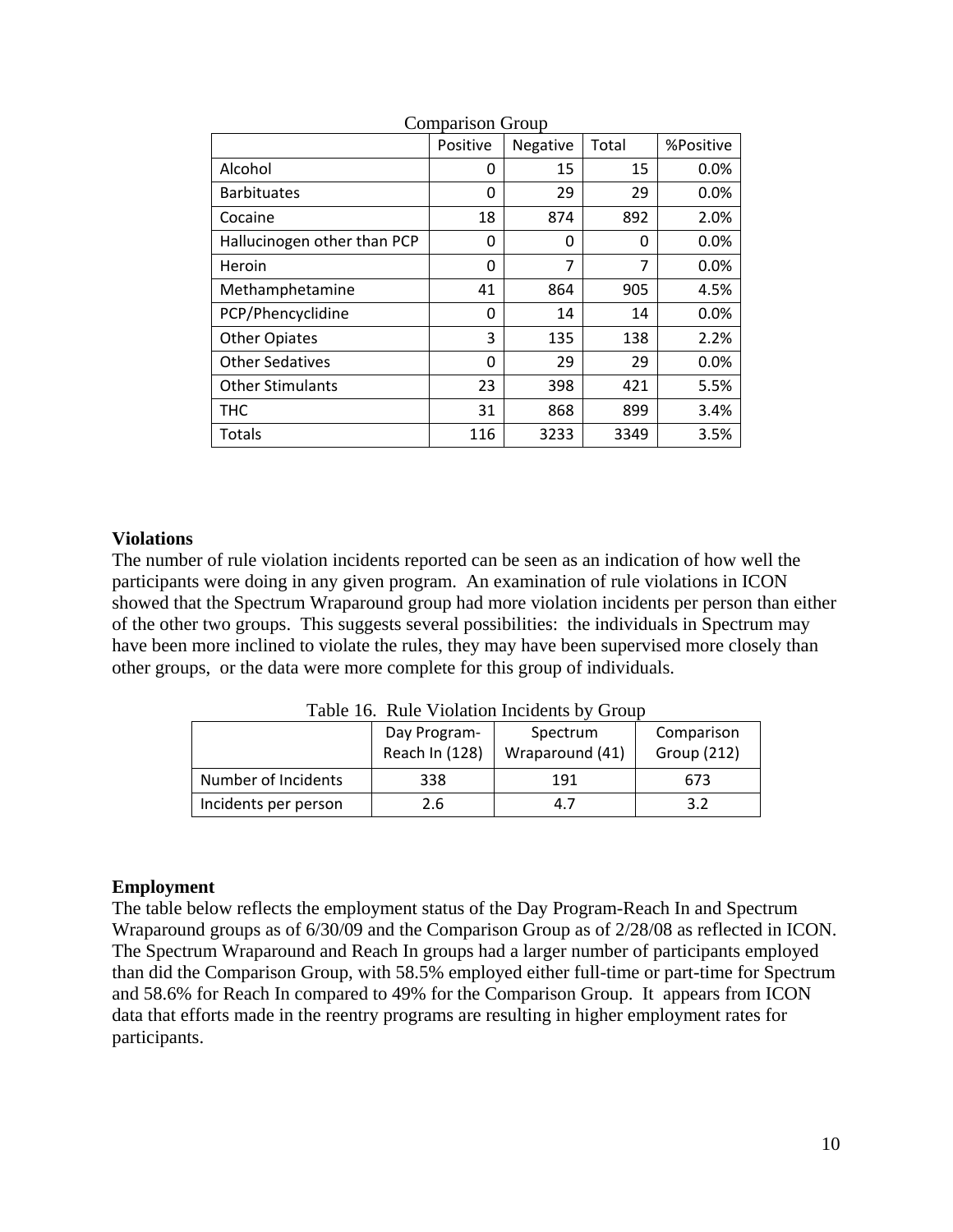Comparison Group

| | Positive | Negative | Total | %Positive |
|---|---|---|---|---|
| Alcohol | 0 | 15 | 15 | 0.0% |
| Barbituates | 0 | 29 | 29 | 0.0% |
| Cocaine | 18 | 874 | 892 | 2.0% |
| Hallucinogen other than PCP | 0 | 0 | 0 | 0.0% |
| Heroin | 0 | 7 | 7 | 0.0% |
| Methamphetamine | 41 | 864 | 905 | 4.5% |
| PCP/Phencyclidine | 0 | 14 | 14 | 0.0% |
| Other Opiates | 3 | 135 | 138 | 2.2% |
| Other Sedatives | 0 | 29 | 29 | 0.0% |
| Other Stimulants | 23 | 398 | 421 | 5.5% |
| THC | 31 | 868 | 899 | 3.4% |
| Totals | 116 | 3233 | 3349 | 3.5% |

**Violations**

The number of rule violation incidents reported can be seen as an indication of how well the participants were doing in any given program. An examination of rule violations in ICON showed that the Spectrum Wraparound group had more violation incidents per person than either of the other two groups. This suggests several possibilities: the individuals in Spectrum may have been more inclined to violate the rules, they may have been supervised more closely than other groups, or the data were more complete for this group of individuals.

Table 16. Rule Violation Incidents by Group

| | Day Program-Reach In (128) | Spectrum Wraparound (41) | Comparison Group (212) |
|---|---|---|---|
| Number of Incidents | 338 | 191 | 673 |
| Incidents per person | 2.6 | 4.7 | 3.2 |

**Employment**

The table below reflects the employment status of the Day Program-Reach In and Spectrum Wraparound groups as of 6/30/09 and the Comparison Group as of 2/28/08 as reflected in ICON. The Spectrum Wraparound and Reach In groups had a larger number of participants employed than did the Comparison Group, with 58.5% employed either full-time or part-time for Spectrum and 58.6% for Reach In compared to 49% for the Comparison Group. It appears from ICON data that efforts made in the reentry programs are resulting in higher employment rates for participants.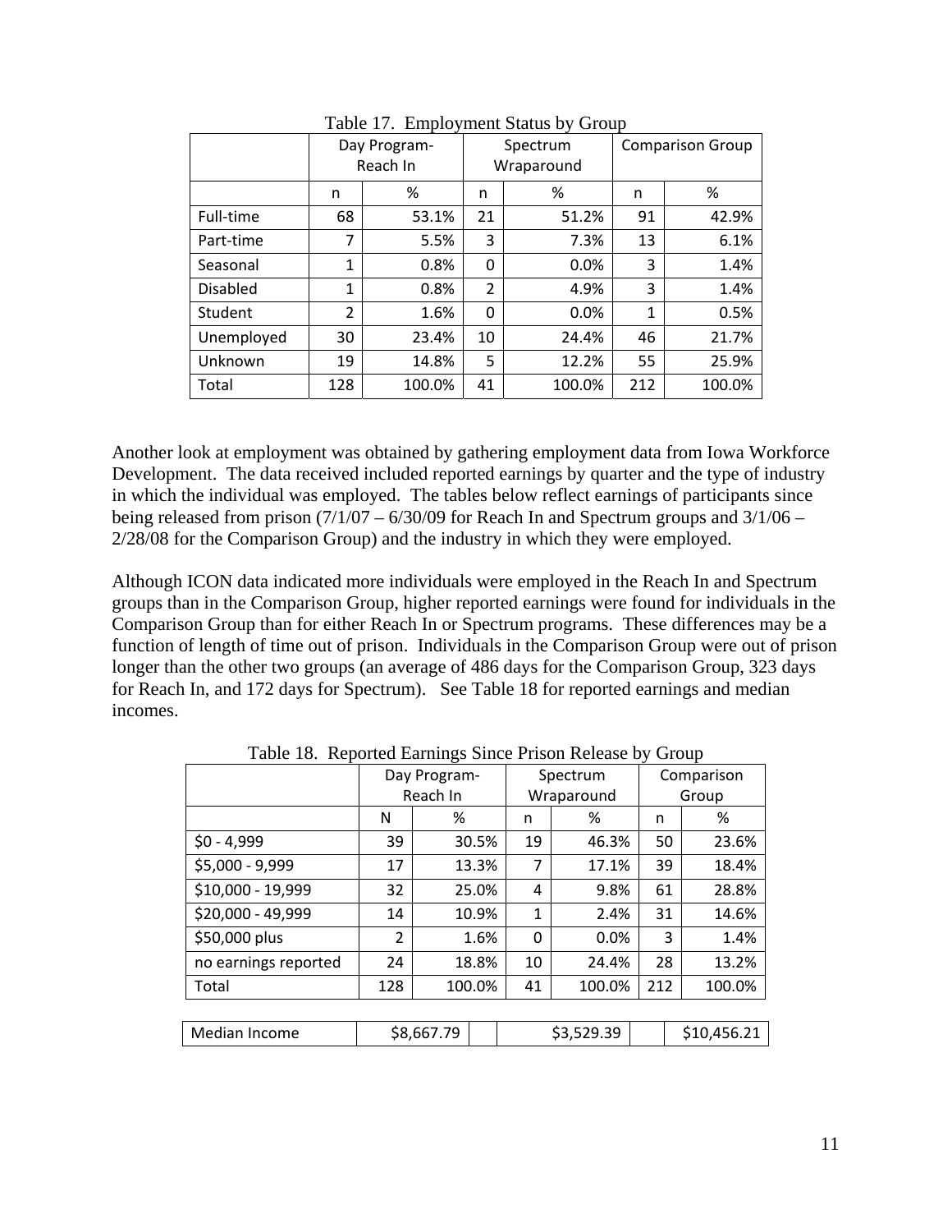Table 17. Employment Status by Group

| | Day Program-Reach In | | Spectrum Wraparound | | Comparison Group | |
|---|---|---|---|---|---|---|
| | n | % | n | % | n | % |
| Full-time | 68 | 53.1% | 21 | 51.2% | 91 | 42.9% |
| Part-time | 7 | 5.5% | 3 | 7.3% | 13 | 6.1% |
| Seasonal | 1 | 0.8% | 0 | 0.0% | 3 | 1.4% |
| Disabled | 1 | 0.8% | 2 | 4.9% | 3 | 1.4% |
| Student | 2 | 1.6% | 0 | 0.0% | 1 | 0.5% |
| Unemployed | 30 | 23.4% | 10 | 24.4% | 46 | 21.7% |
| Unknown | 19 | 14.8% | 5 | 12.2% | 55 | 25.9% |
| Total | 128 | 100.0% | 41 | 100.0% | 212 | 100.0% |

Another look at employment was obtained by gathering employment data from Iowa Workforce Development. The data received included reported earnings by quarter and the type of industry in which the individual was employed. The tables below reflect earnings of participants since being released from prison (7/1/07 – 6/30/09 for Reach In and Spectrum groups and 3/1/06 – 2/28/08 for the Comparison Group) and the industry in which they were employed.

Although ICON data indicated more individuals were employed in the Reach In and Spectrum groups than in the Comparison Group, higher reported earnings were found for individuals in the Comparison Group than for either Reach In or Spectrum programs. These differences may be a function of length of time out of prison. Individuals in the Comparison Group were out of prison longer than the other two groups (an average of 486 days for the Comparison Group, 323 days for Reach In, and 172 days for Spectrum). See Table 18 for reported earnings and median incomes.

Table 18. Reported Earnings Since Prison Release by Group

| | Day Program-Reach In | | Spectrum Wraparound | | Comparison Group | |
|---|---|---|---|---|---|---|
| | N | % | n | % | n | % |
| $0 - 4,999 | 39 | 30.5% | 19 | 46.3% | 50 | 23.6% |
| $5,000 - 9,999 | 17 | 13.3% | 7 | 17.1% | 39 | 18.4% |
| $10,000 - 19,999 | 32 | 25.0% | 4 | 9.8% | 61 | 28.8% |
| $20,000 - 49,999 | 14 | 10.9% | 1 | 2.4% | 31 | 14.6% |
| $50,000 plus | 2 | 1.6% | 0 | 0.0% | 3 | 1.4% |
| no earnings reported | 24 | 18.8% | 10 | 24.4% | 28 | 13.2% |
| Total | 128 | 100.0% | 41 | 100.0% | 212 | 100.0% |
| Median Income | $8,667.79 | | $3,529.39 | | $10,456.21 | |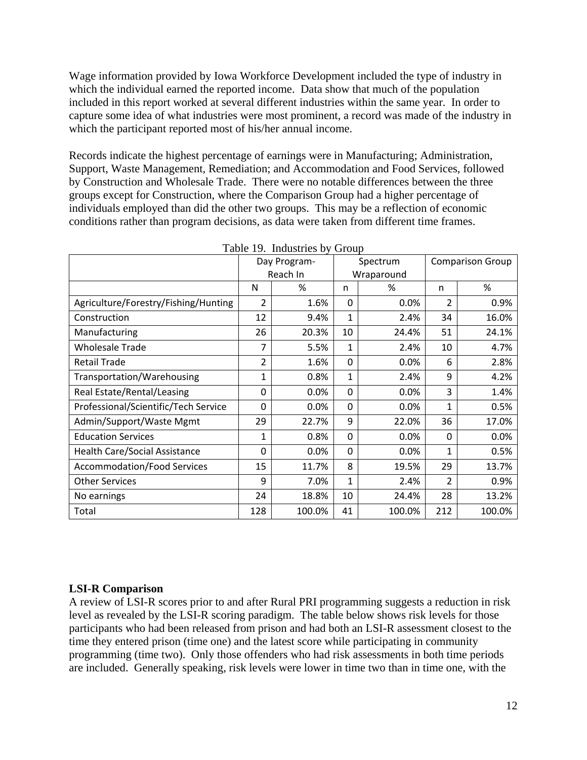Wage information provided by Iowa Workforce Development included the type of industry in which the individual earned the reported income. Data show that much of the population included in this report worked at several different industries within the same year. In order to capture some idea of what industries were most prominent, a record was made of the industry in which the participant reported most of his/her annual income.

Records indicate the highest percentage of earnings were in Manufacturing; Administration, Support, Waste Management, Remediation; and Accommodation and Food Services, followed by Construction and Wholesale Trade. There were no notable differences between the three groups except for Construction, where the Comparison Group had a higher percentage of individuals employed than did the other two groups. This may be a reflection of economic conditions rather than program decisions, as data were taken from different time frames.

Table 19. Industries by Group

| | Day Program-Reach In | | Spectrum Wraparound | | Comparison Group | |
|---|---|---|---|---|---|---|
| | N | % | n | % | n | % |
| Agriculture/Forestry/Fishing/Hunting | 2 | 1.6% | 0 | 0.0% | 2 | 0.9% |
| Construction | 12 | 9.4% | 1 | 2.4% | 34 | 16.0% |
| Manufacturing | 26 | 20.3% | 10 | 24.4% | 51 | 24.1% |
| Wholesale Trade | 7 | 5.5% | 1 | 2.4% | 10 | 4.7% |
| Retail Trade | 2 | 1.6% | 0 | 0.0% | 6 | 2.8% |
| Transportation/Warehousing | 1 | 0.8% | 1 | 2.4% | 9 | 4.2% |
| Real Estate/Rental/Leasing | 0 | 0.0% | 0 | 0.0% | 3 | 1.4% |
| Professional/Scientific/Tech Service | 0 | 0.0% | 0 | 0.0% | 1 | 0.5% |
| Admin/Support/Waste Mgmt | 29 | 22.7% | 9 | 22.0% | 36 | 17.0% |
| Education Services | 1 | 0.8% | 0 | 0.0% | 0 | 0.0% |
| Health Care/Social Assistance | 0 | 0.0% | 0 | 0.0% | 1 | 0.5% |
| Accommodation/Food Services | 15 | 11.7% | 8 | 19.5% | 29 | 13.7% |
| Other Services | 9 | 7.0% | 1 | 2.4% | 2 | 0.9% |
| No earnings | 24 | 18.8% | 10 | 24.4% | 28 | 13.2% |
| Total | 128 | 100.0% | 41 | 100.0% | 212 | 100.0% |

**LSI-R Comparison**

A review of LSI-R scores prior to and after Rural PRI programming suggests a reduction in risk level as revealed by the LSI-R scoring paradigm. The table below shows risk levels for those participants who had been released from prison and had both an LSI-R assessment closest to the time they entered prison (time one) and the latest score while participating in community programming (time two). Only those offenders who had risk assessments in both time periods are included. Generally speaking, risk levels were lower in time two than in time one, with the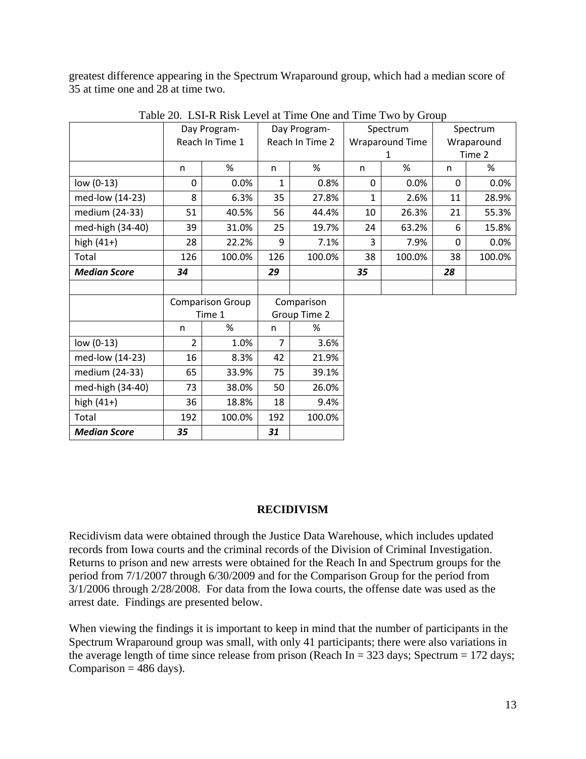greatest difference appearing in the Spectrum Wraparound group, which had a median score of 35 at time one and 28 at time two.

Table 20. LSI-R Risk Level at Time One and Time Two by Group

| | Day Program-Reach In Time 1 | | Day Program-Reach In Time 2 | | Spectrum Wraparound Time 1 | | Spectrum Wraparound Time 2 | |
|---|---|---|---|---|---|---|---|---|
| | n | % | n | % | n | % | n | % |
| low (0-13) | 0 | 0.0% | 1 | 0.8% | 0 | 0.0% | 0 | 0.0% |
| med-low (14-23) | 8 | 6.3% | 35 | 27.8% | 1 | 2.6% | 11 | 28.9% |
| medium (24-33) | 51 | 40.5% | 56 | 44.4% | 10 | 26.3% | 21 | 55.3% |
| med-high (34-40) | 39 | 31.0% | 25 | 19.7% | 24 | 63.2% | 6 | 15.8% |
| high (41+) | 28 | 22.2% | 9 | 7.1% | 3 | 7.9% | 0 | 0.0% |
| Total | 126 | 100.0% | 126 | 100.0% | 38 | 100.0% | 38 | 100.0% |
| ***Median Score*** | ***34*** | | ***29*** | | ***35*** | | ***28*** | |

| | Comparison Group Time 1 | | Comparison Group Time 2 | |
|---|---|---|---|---|
| | n | % | n | % |
| low (0-13) | 2 | 1.0% | 7 | 3.6% |
| med-low (14-23) | 16 | 8.3% | 42 | 21.9% |
| medium (24-33) | 65 | 33.9% | 75 | 39.1% |
| med-high (34-40) | 73 | 38.0% | 50 | 26.0% |
| high (41+) | 36 | 18.8% | 18 | 9.4% |
| Total | 192 | 100.0% | 192 | 100.0% |
| ***Median Score*** | ***35*** | | ***31*** | |

## RECIDIVISM

Recidivism data were obtained through the Justice Data Warehouse, which includes updated records from Iowa courts and the criminal records of the Division of Criminal Investigation. Returns to prison and new arrests were obtained for the Reach In and Spectrum groups for the period from 7/1/2007 through 6/30/2009 and for the Comparison Group for the period from 3/1/2006 through 2/28/2008. For data from the Iowa courts, the offense date was used as the arrest date. Findings are presented below.

When viewing the findings it is important to keep in mind that the number of participants in the Spectrum Wraparound group was small, with only 41 participants; there were also variations in the average length of time since release from prison (Reach In = 323 days; Spectrum = 172 days; Comparison = 486 days).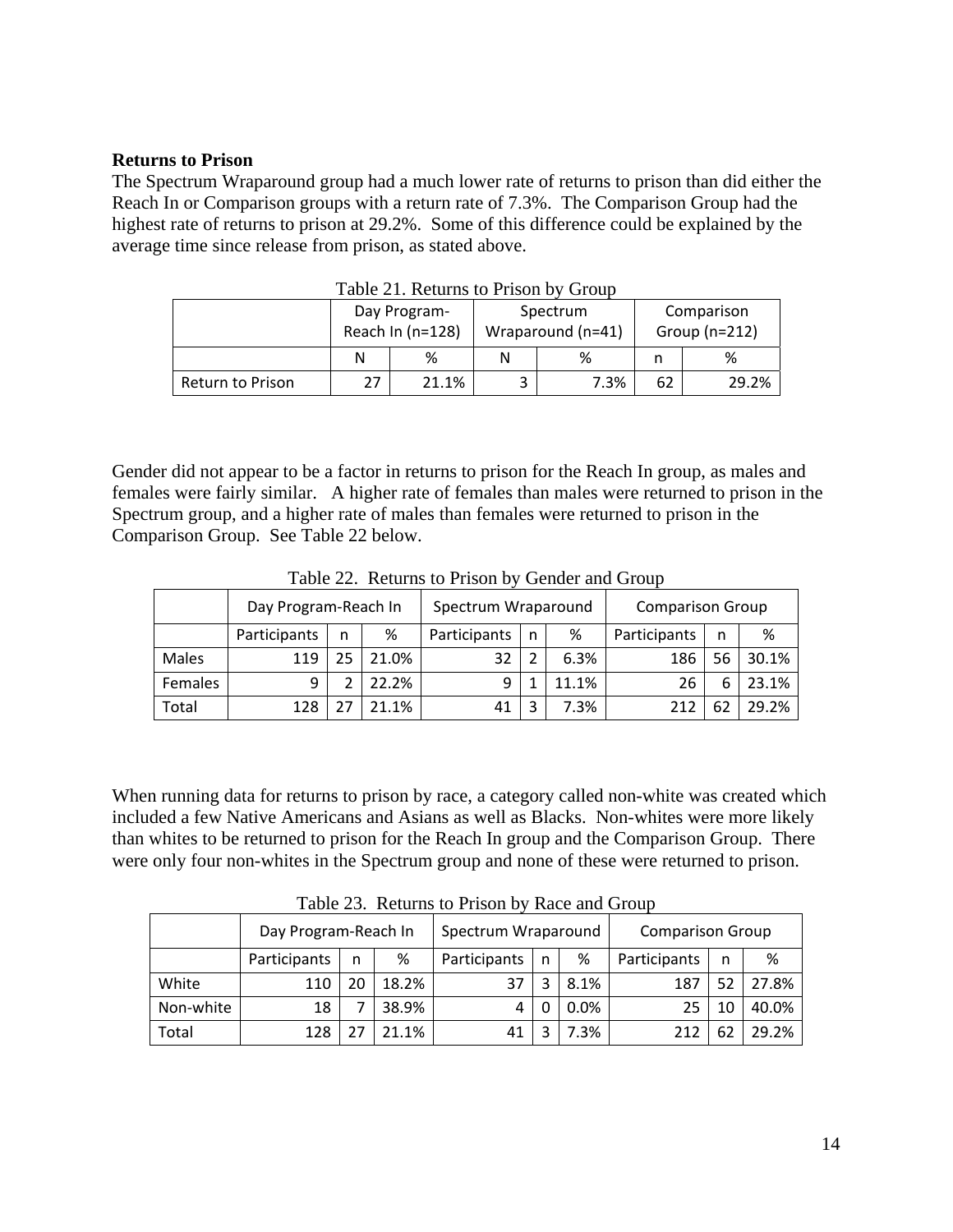### Returns to Prison

The Spectrum Wraparound group had a much lower rate of returns to prison than did either the Reach In or Comparison groups with a return rate of 7.3%. The Comparison Group had the highest rate of returns to prison at 29.2%. Some of this difference could be explained by the average time since release from prison, as stated above.

Table 21. Returns to Prison by Group

| | Day Program-Reach In (n=128) | | Spectrum Wraparound (n=41) | | Comparison Group (n=212) | |
|---|---|---|---|---|---|---|
| | N | % | N | % | n | % |
| Return to Prison | 27 | 21.1% | 3 | 7.3% | 62 | 29.2% |

Gender did not appear to be a factor in returns to prison for the Reach In group, as males and females were fairly similar. A higher rate of females than males were returned to prison in the Spectrum group, and a higher rate of males than females were returned to prison in the Comparison Group. See Table 22 below.

Table 22. Returns to Prison by Gender and Group

| | Day Program-Reach In | | | Spectrum Wraparound | | | Comparison Group | | |
|---|---|---|---|---|---|---|---|---|---|
| | Participants | n | % | Participants | n | % | Participants | n | % |
| Males | 119 | 25 | 21.0% | 32 | 2 | 6.3% | 186 | 56 | 30.1% |
| Females | 9 | 2 | 22.2% | 9 | 1 | 11.1% | 26 | 6 | 23.1% |
| Total | 128 | 27 | 21.1% | 41 | 3 | 7.3% | 212 | 62 | 29.2% |

When running data for returns to prison by race, a category called non-white was created which included a few Native Americans and Asians as well as Blacks. Non-whites were more likely than whites to be returned to prison for the Reach In group and the Comparison Group. There were only four non-whites in the Spectrum group and none of these were returned to prison.

Table 23. Returns to Prison by Race and Group

| | Day Program-Reach In | | | Spectrum Wraparound | | | Comparison Group | | |
|---|---|---|---|---|---|---|---|---|---|
| | Participants | n | % | Participants | n | % | Participants | n | % |
| White | 110 | 20 | 18.2% | 37 | 3 | 8.1% | 187 | 52 | 27.8% |
| Non-white | 18 | 7 | 38.9% | 4 | 0 | 0.0% | 25 | 10 | 40.0% |
| Total | 128 | 27 | 21.1% | 41 | 3 | 7.3% | 212 | 62 | 29.2% |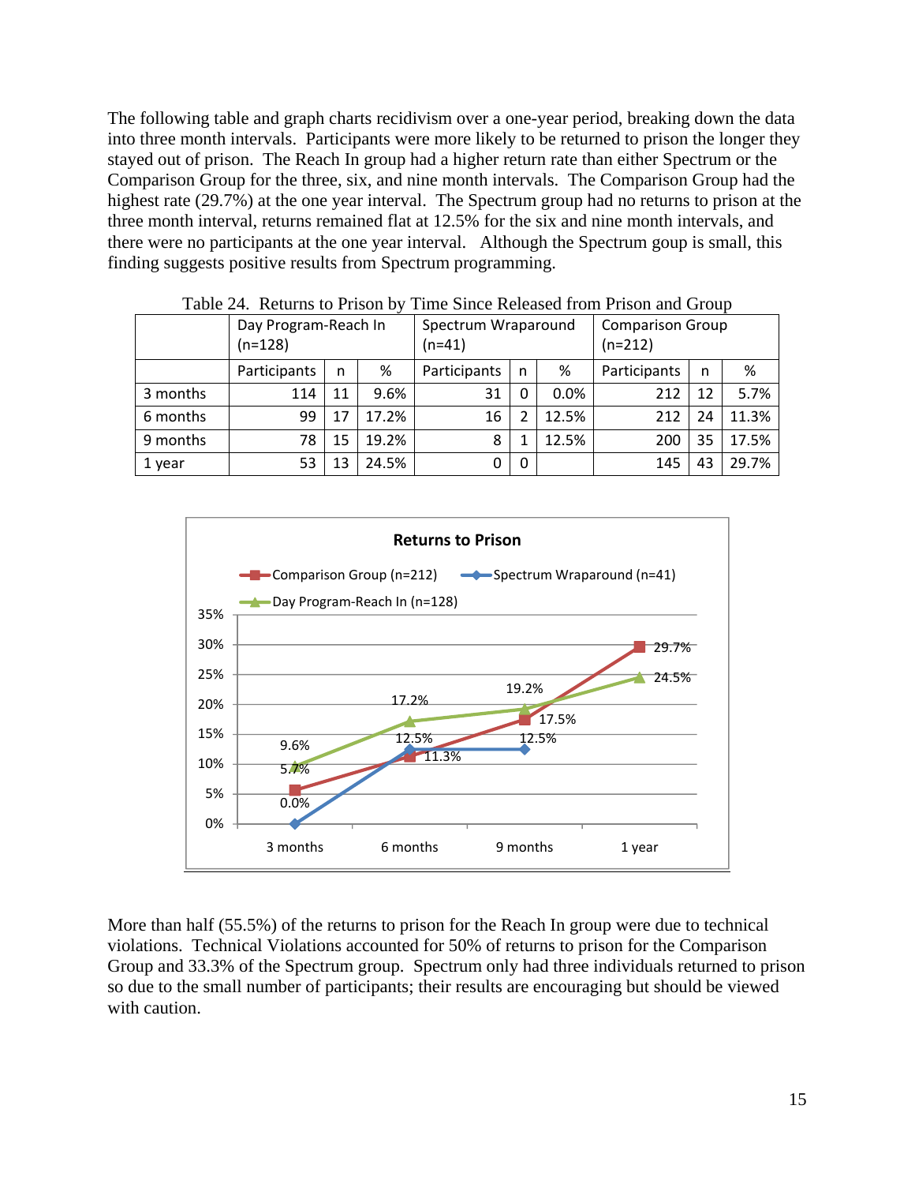The following table and graph charts recidivism over a one-year period, breaking down the data into three month intervals. Participants were more likely to be returned to prison the longer they stayed out of prison. The Reach In group had a higher return rate than either Spectrum or the Comparison Group for the three, six, and nine month intervals. The Comparison Group had the highest rate (29.7%) at the one year interval. The Spectrum group had no returns to prison at the three month interval, returns remained flat at 12.5% for the six and nine month intervals, and there were no participants at the one year interval. Although the Spectrum goup is small, this finding suggests positive results from Spectrum programming.

Table 24. Returns to Prison by Time Since Released from Prison and Group

| | Day Program-Reach In (n=128) | | | Spectrum Wraparound (n=41) | | | Comparison Group (n=212) | | |
|---|---|---|---|---|---|---|---|---|---|
| | Participants | n | % | Participants | n | % | Participants | n | % |
| 3 months | 114 | 11 | 9.6% | 31 | 0 | 0.0% | 212 | 12 | 5.7% |
| 6 months | 99 | 17 | 17.2% | 16 | 2 | 12.5% | 212 | 24 | 11.3% |
| 9 months | 78 | 15 | 19.2% | 8 | 1 | 12.5% | 200 | 35 | 17.5% |
| 1 year | 53 | 13 | 24.5% | 0 | 0 | | 145 | 43 | 29.7% |

More than half (55.5%) of the returns to prison for the Reach In group were due to technical violations. Technical Violations accounted for 50% of returns to prison for the Comparison Group and 33.3% of the Spectrum group. Spectrum only had three individuals returned to prison so due to the small number of participants; their results are encouraging but should be viewed with caution.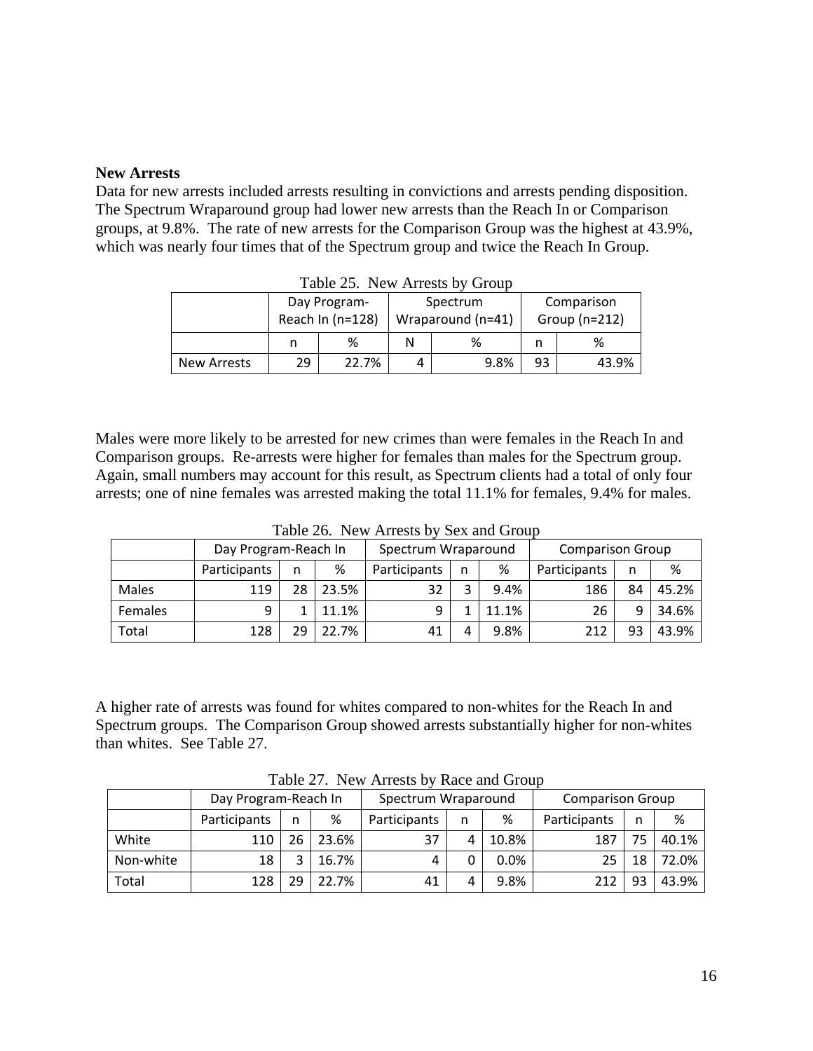**New Arrests**

Data for new arrests included arrests resulting in convictions and arrests pending disposition. The Spectrum Wraparound group had lower new arrests than the Reach In or Comparison groups, at 9.8%. The rate of new arrests for the Comparison Group was the highest at 43.9%, which was nearly four times that of the Spectrum group and twice the Reach In Group.

Table 25. New Arrests by Group

| | Day Program-Reach In (n=128) | | Spectrum Wraparound (n=41) | | Comparison Group (n=212) | |
|---|---|---|---|---|---|---|
| | n | % | N | % | n | % |
| New Arrests | 29 | 22.7% | 4 | 9.8% | 93 | 43.9% |

Males were more likely to be arrested for new crimes than were females in the Reach In and Comparison groups. Re-arrests were higher for females than males for the Spectrum group. Again, small numbers may account for this result, as Spectrum clients had a total of only four arrests; one of nine females was arrested making the total 11.1% for females, 9.4% for males.

Table 26. New Arrests by Sex and Group

| | Day Program-Reach In | | | Spectrum Wraparound | | | Comparison Group | | |
|---|---|---|---|---|---|---|---|---|---|
| | Participants | n | % | Participants | n | % | Participants | n | % |
| Males | 119 | 28 | 23.5% | 32 | 3 | 9.4% | 186 | 84 | 45.2% |
| Females | 9 | 1 | 11.1% | 9 | 1 | 11.1% | 26 | 9 | 34.6% |
| Total | 128 | 29 | 22.7% | 41 | 4 | 9.8% | 212 | 93 | 43.9% |

A higher rate of arrests was found for whites compared to non-whites for the Reach In and Spectrum groups. The Comparison Group showed arrests substantially higher for non-whites than whites. See Table 27.

Table 27. New Arrests by Race and Group

| | Day Program-Reach In | | | Spectrum Wraparound | | | Comparison Group | | |
|---|---|---|---|---|---|---|---|---|---|
| | Participants | n | % | Participants | n | % | Participants | n | % |
| White | 110 | 26 | 23.6% | 37 | 4 | 10.8% | 187 | 75 | 40.1% |
| Non-white | 18 | 3 | 16.7% | 4 | 0 | 0.0% | 25 | 18 | 72.0% |
| Total | 128 | 29 | 22.7% | 41 | 4 | 9.8% | 212 | 93 | 43.9% |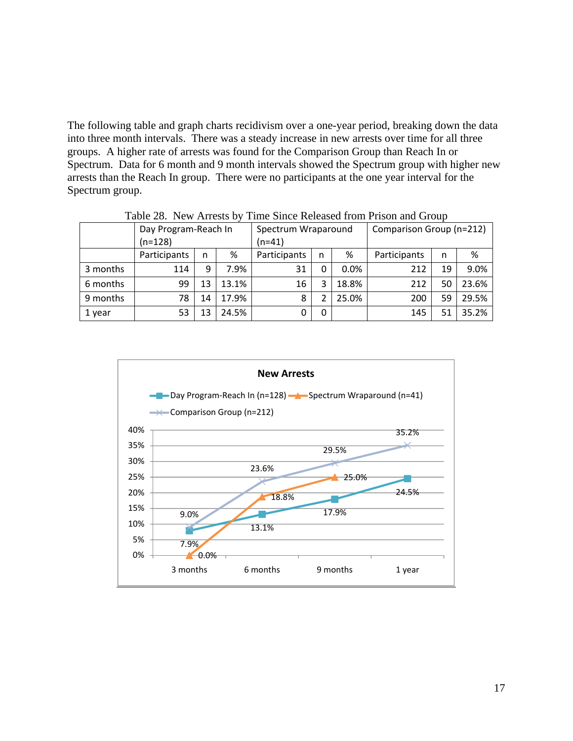The following table and graph charts recidivism over a one-year period, breaking down the data into three month intervals. There was a steady increase in new arrests over time for all three groups. A higher rate of arrests was found for the Comparison Group than Reach In or Spectrum. Data for 6 month and 9 month intervals showed the Spectrum group with higher new arrests than the Reach In group. There were no participants at the one year interval for the Spectrum group.

Table 28. New Arrests by Time Since Released from Prison and Group

| | Day Program-Reach In (n=128) | | | Spectrum Wraparound (n=41) | | | Comparison Group (n=212) | | |
|---|---|---|---|---|---|---|---|---|---|
| | Participants | n | % | Participants | n | % | Participants | n | % |
| 3 months | 114 | 9 | 7.9% | 31 | 0 | 0.0% | 212 | 19 | 9.0% |
| 6 months | 99 | 13 | 13.1% | 16 | 3 | 18.8% | 212 | 50 | 23.6% |
| 9 months | 78 | 14 | 17.9% | 8 | 2 | 25.0% | 200 | 59 | 29.5% |
| 1 year | 53 | 13 | 24.5% | 0 | 0 | | 145 | 51 | 35.2% |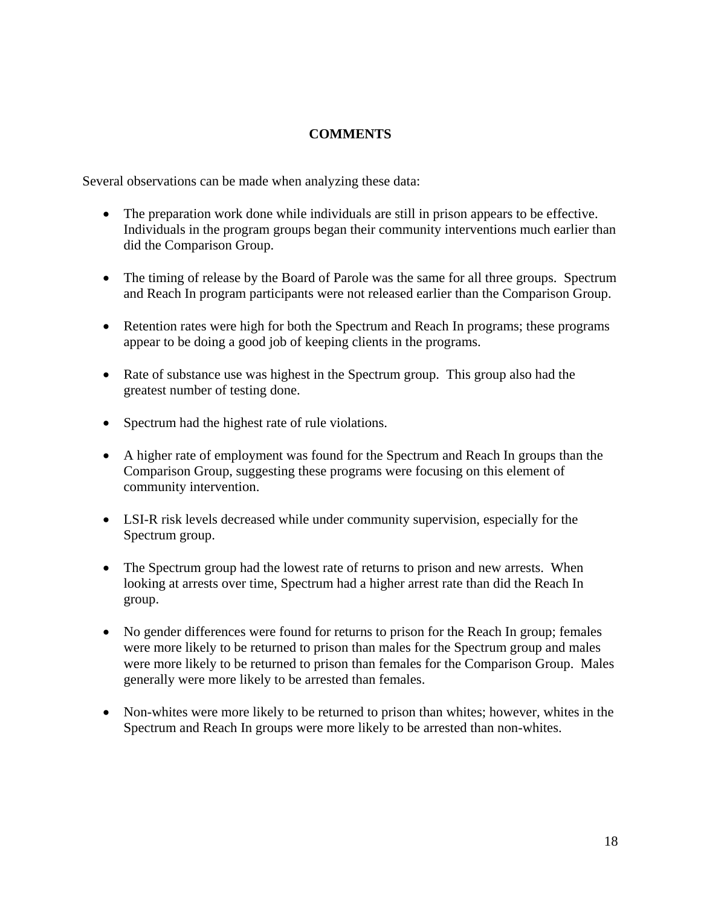## COMMENTS

Several observations can be made when analyzing these data:

- The preparation work done while individuals are still in prison appears to be effective. Individuals in the program groups began their community interventions much earlier than did the Comparison Group.
- The timing of release by the Board of Parole was the same for all three groups. Spectrum and Reach In program participants were not released earlier than the Comparison Group.
- Retention rates were high for both the Spectrum and Reach In programs; these programs appear to be doing a good job of keeping clients in the programs.
- Rate of substance use was highest in the Spectrum group. This group also had the greatest number of testing done.
- Spectrum had the highest rate of rule violations.
- A higher rate of employment was found for the Spectrum and Reach In groups than the Comparison Group, suggesting these programs were focusing on this element of community intervention.
- LSI-R risk levels decreased while under community supervision, especially for the Spectrum group.
- The Spectrum group had the lowest rate of returns to prison and new arrests. When looking at arrests over time, Spectrum had a higher arrest rate than did the Reach In group.
- No gender differences were found for returns to prison for the Reach In group; females were more likely to be returned to prison than males for the Spectrum group and males were more likely to be returned to prison than females for the Comparison Group. Males generally were more likely to be arrested than females.
- Non-whites were more likely to be returned to prison than whites; however, whites in the Spectrum and Reach In groups were more likely to be arrested than non-whites.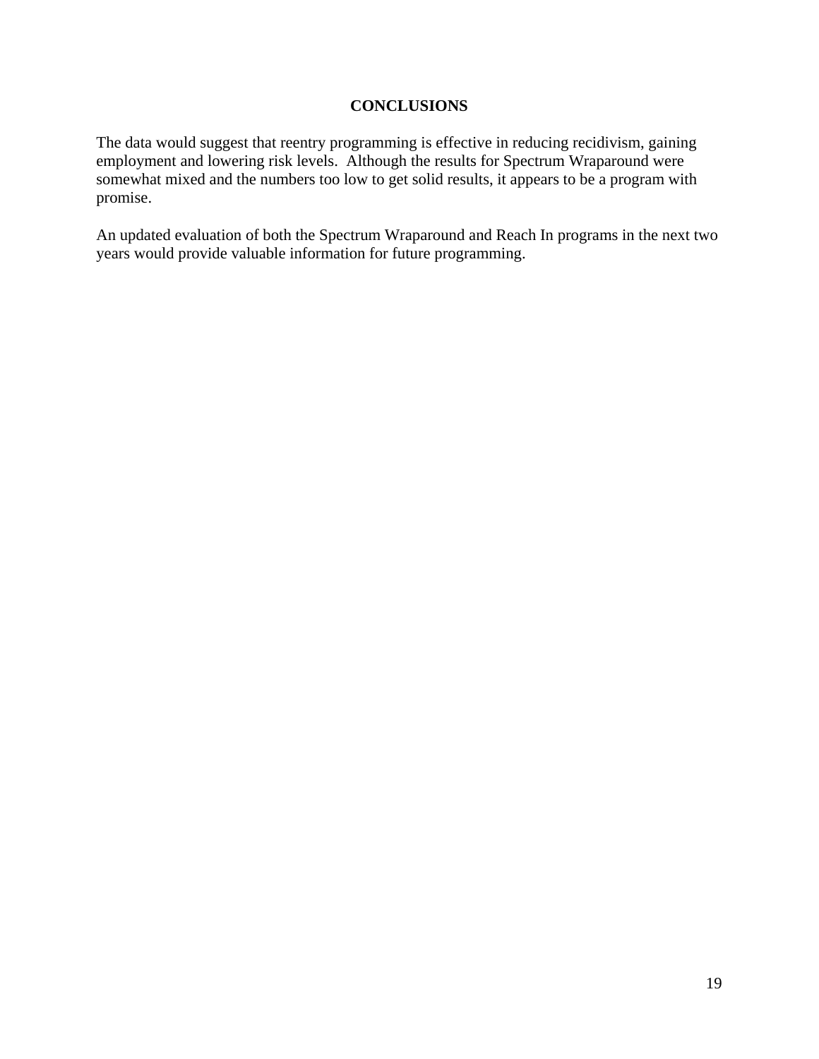## CONCLUSIONS

The data would suggest that reentry programming is effective in reducing recidivism, gaining employment and lowering risk levels. Although the results for Spectrum Wraparound were somewhat mixed and the numbers too low to get solid results, it appears to be a program with promise.

An updated evaluation of both the Spectrum Wraparound and Reach In programs in the next two years would provide valuable information for future programming.